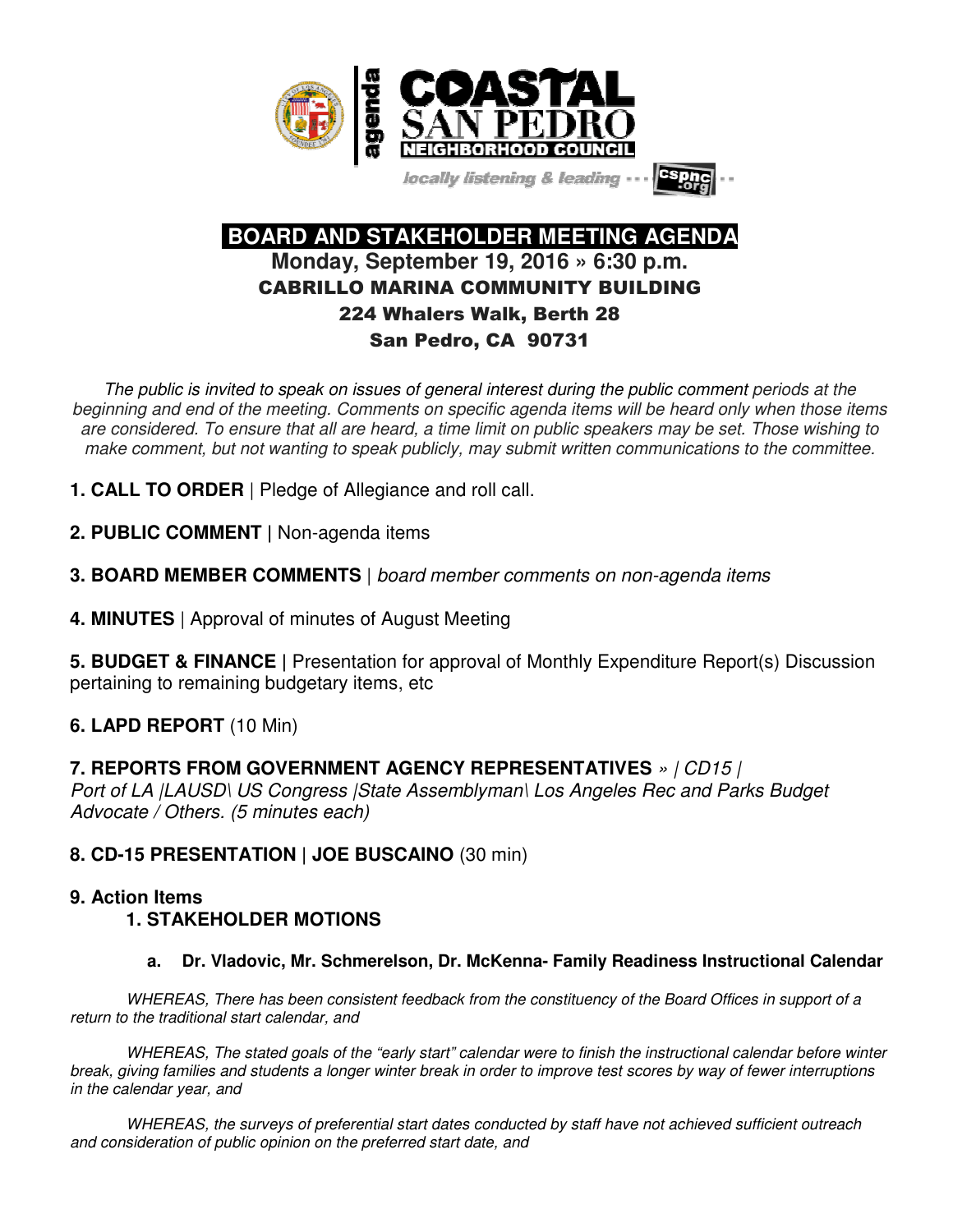agenda

# COASTAL SAN PEDRO NEIGHBORHOOD COUNCIL

*locally listening & leading* --- cspnc.org

## BOARD AND STAKEHOLDER MEETING AGENDA

**Monday, September 19, 2016 » 6:30 p.m.**

**CABRILLO MARINA COMMUNITY BUILDING**

**224 Whalers Walk, Berth 28**

**San Pedro, CA 90731**

*The public is invited to speak on issues of general interest during the public comment periods at the beginning and end of the meeting. Comments on specific agenda items will be heard only when those items are considered. To ensure that all are heard, a time limit on public speakers may be set. Those wishing to make comment, but not wanting to speak publicly, may submit written communications to the committee.*

**1. CALL TO ORDER** | Pledge of Allegiance and roll call.

**2. PUBLIC COMMENT |** Non-agenda items

**3. BOARD MEMBER COMMENTS** | *board member comments on non-agenda items*

**4. MINUTES** | Approval of minutes of August Meeting

**5. BUDGET & FINANCE |** Presentation for approval of Monthly Expenditure Report(s) Discussion pertaining to remaining budgetary items, etc

**6. LAPD REPORT** (10 Min)

**7. REPORTS FROM GOVERNMENT AGENCY REPRESENTATIVES** *» | CD15 | Port of LA |LAUSD\ US Congress |State Assemblyman\ Los Angeles Rec and Parks Budget Advocate / Others. (5 minutes each)*

**8. CD-15 PRESENTATION | JOE BUSCAINO** (30 min)

**9. Action Items**

**1. STAKEHOLDER MOTIONS**

**a. Dr. Vladovic, Mr. Schmerelson, Dr. McKenna- Family Readiness Instructional Calendar**

*WHEREAS, There has been consistent feedback from the constituency of the Board Offices in support of a return to the traditional start calendar, and*

*WHEREAS, The stated goals of the "early start" calendar were to finish the instructional calendar before winter break, giving families and students a longer winter break in order to improve test scores by way of fewer interruptions in the calendar year, and*

*WHEREAS, the surveys of preferential start dates conducted by staff have not achieved sufficient outreach and consideration of public opinion on the preferred start date, and*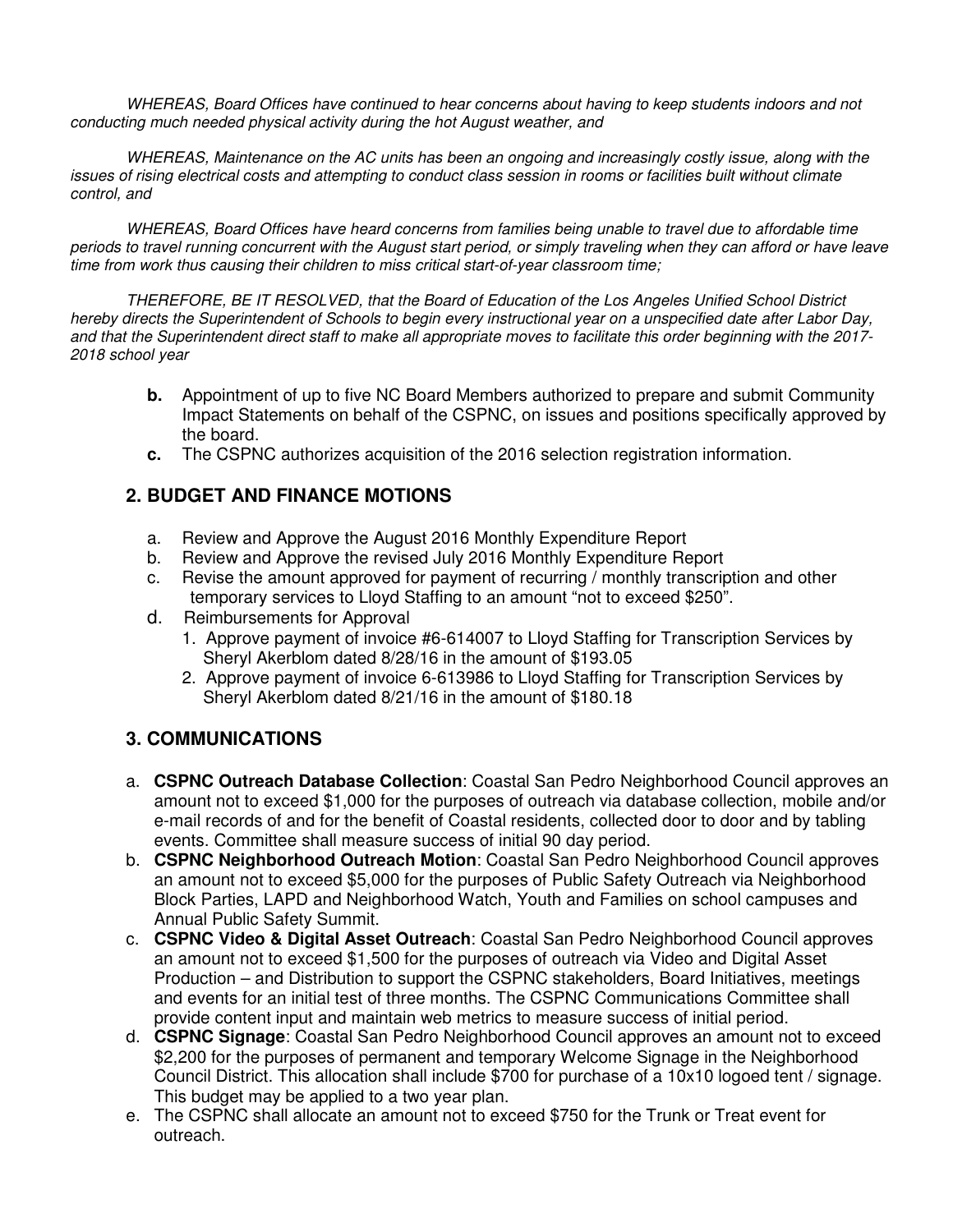*WHEREAS, Board Offices have continued to hear concerns about having to keep students indoors and not conducting much needed physical activity during the hot August weather, and*

*WHEREAS, Maintenance on the AC units has been an ongoing and increasingly costly issue, along with the issues of rising electrical costs and attempting to conduct class session in rooms or facilities built without climate control, and*

*WHEREAS, Board Offices have heard concerns from families being unable to travel due to affordable time periods to travel running concurrent with the August start period, or simply traveling when they can afford or have leave time from work thus causing their children to miss critical start-of-year classroom time;*

*THEREFORE, BE IT RESOLVED, that the Board of Education of the Los Angeles Unified School District hereby directs the Superintendent of Schools to begin every instructional year on a unspecified date after Labor Day, and that the Superintendent direct staff to make all appropriate moves to facilitate this order beginning with the 2017-2018 school year*

- **b.** Appointment of up to five NC Board Members authorized to prepare and submit Community Impact Statements on behalf of the CSPNC, on issues and positions specifically approved by the board.
- **c.** The CSPNC authorizes acquisition of the 2016 selection registration information.

## 2. BUDGET AND FINANCE MOTIONS

- a. Review and Approve the August 2016 Monthly Expenditure Report
- b. Review and Approve the revised July 2016 Monthly Expenditure Report
- c. Revise the amount approved for payment of recurring / monthly transcription and other temporary services to Lloyd Staffing to an amount "not to exceed $250".
- d. Reimbursements for Approval
  1. Approve payment of invoice #6-614007 to Lloyd Staffing for Transcription Services by Sheryl Akerblom dated 8/28/16 in the amount of $193.05
  2. Approve payment of invoice 6-613986 to Lloyd Staffing for Transcription Services by Sheryl Akerblom dated 8/21/16 in the amount of $180.18

## 3. COMMUNICATIONS

- a. **CSPNC Outreach Database Collection**: Coastal San Pedro Neighborhood Council approves an amount not to exceed $1,000 for the purposes of outreach via database collection, mobile and/or e-mail records of and for the benefit of Coastal residents, collected door to door and by tabling events. Committee shall measure success of initial 90 day period.
- b. **CSPNC Neighborhood Outreach Motion**: Coastal San Pedro Neighborhood Council approves an amount not to exceed $5,000 for the purposes of Public Safety Outreach via Neighborhood Block Parties, LAPD and Neighborhood Watch, Youth and Families on school campuses and Annual Public Safety Summit.
- c. **CSPNC Video & Digital Asset Outreach**: Coastal San Pedro Neighborhood Council approves an amount not to exceed $1,500 for the purposes of outreach via Video and Digital Asset Production – and Distribution to support the CSPNC stakeholders, Board Initiatives, meetings and events for an initial test of three months. The CSPNC Communications Committee shall provide content input and maintain web metrics to measure success of initial period.
- d. **CSPNC Signage**: Coastal San Pedro Neighborhood Council approves an amount not to exceed $2,200 for the purposes of permanent and temporary Welcome Signage in the Neighborhood Council District. This allocation shall include $700 for purchase of a 10x10 logoed tent / signage. This budget may be applied to a two year plan.
- e. The CSPNC shall allocate an amount not to exceed $750 for the Trunk or Treat event for outreach.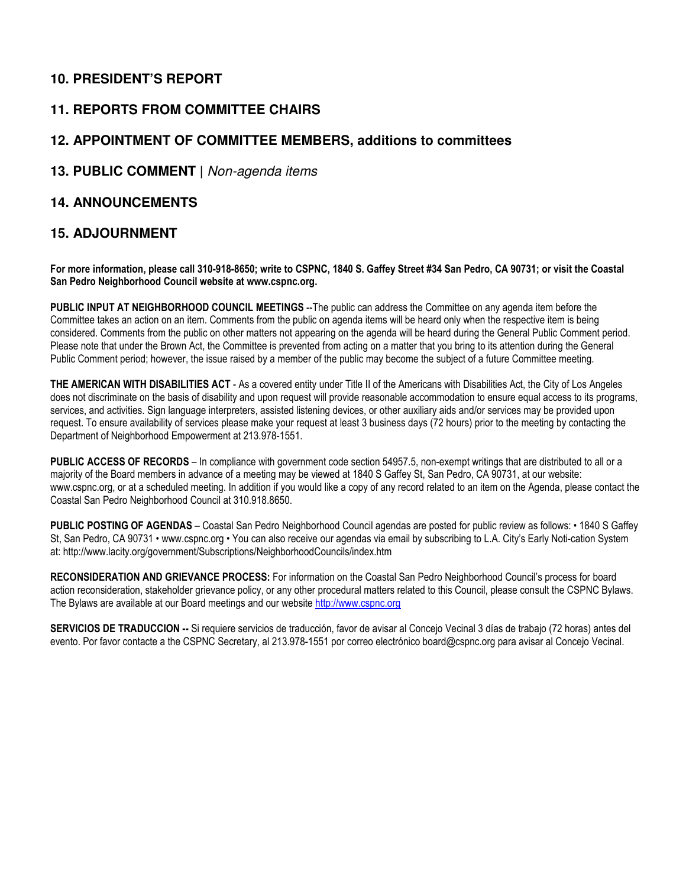## 10. PRESIDENT'S REPORT

## 11. REPORTS FROM COMMITTEE CHAIRS

## 12. APPOINTMENT OF COMMITTEE MEMBERS, additions to committees

## 13. PUBLIC COMMENT | *Non-agenda items*

## 14. ANNOUNCEMENTS

## 15. ADJOURNMENT

**For more information, please call 310-918-8650; write to CSPNC, 1840 S. Gaffey Street #34 San Pedro, CA 90731; or visit the Coastal San Pedro Neighborhood Council website at www.cspnc.org.**

**PUBLIC INPUT AT NEIGHBORHOOD COUNCIL MEETINGS** --The public can address the Committee on any agenda item before the Committee takes an action on an item. Comments from the public on agenda items will be heard only when the respective item is being considered. Comments from the public on other matters not appearing on the agenda will be heard during the General Public Comment period. Please note that under the Brown Act, the Committee is prevented from acting on a matter that you bring to its attention during the General Public Comment period; however, the issue raised by a member of the public may become the subject of a future Committee meeting.

**THE AMERICAN WITH DISABILITIES ACT** - As a covered entity under Title II of the Americans with Disabilities Act, the City of Los Angeles does not discriminate on the basis of disability and upon request will provide reasonable accommodation to ensure equal access to its programs, services, and activities. Sign language interpreters, assisted listening devices, or other auxiliary aids and/or services may be provided upon request. To ensure availability of services please make your request at least 3 business days (72 hours) prior to the meeting by contacting the Department of Neighborhood Empowerment at 213.978-1551.

**PUBLIC ACCESS OF RECORDS** – In compliance with government code section 54957.5, non-exempt writings that are distributed to all or a majority of the Board members in advance of a meeting may be viewed at 1840 S Gaffey St, San Pedro, CA 90731, at our website: www.cspnc.org, or at a scheduled meeting. In addition if you would like a copy of any record related to an item on the Agenda, please contact the Coastal San Pedro Neighborhood Council at 310.918.8650.

**PUBLIC POSTING OF AGENDAS** – Coastal San Pedro Neighborhood Council agendas are posted for public review as follows: • 1840 S Gaffey St, San Pedro, CA 90731 • www.cspnc.org • You can also receive our agendas via email by subscribing to L.A. City's Early Noti-cation System at: http://www.lacity.org/government/Subscriptions/NeighborhoodCouncils/index.htm

**RECONSIDERATION AND GRIEVANCE PROCESS:** For information on the Coastal San Pedro Neighborhood Council's process for board action reconsideration, stakeholder grievance policy, or any other procedural matters related to this Council, please consult the CSPNC Bylaws. The Bylaws are available at our Board meetings and our website http://www.cspnc.org

**SERVICIOS DE TRADUCCION --** Si requiere servicios de traducción, favor de avisar al Concejo Vecinal 3 días de trabajo (72 horas) antes del evento. Por favor contacte a the CSPNC Secretary, al 213.978-1551 por correo electrónico board@cspnc.org para avisar al Concejo Vecinal.